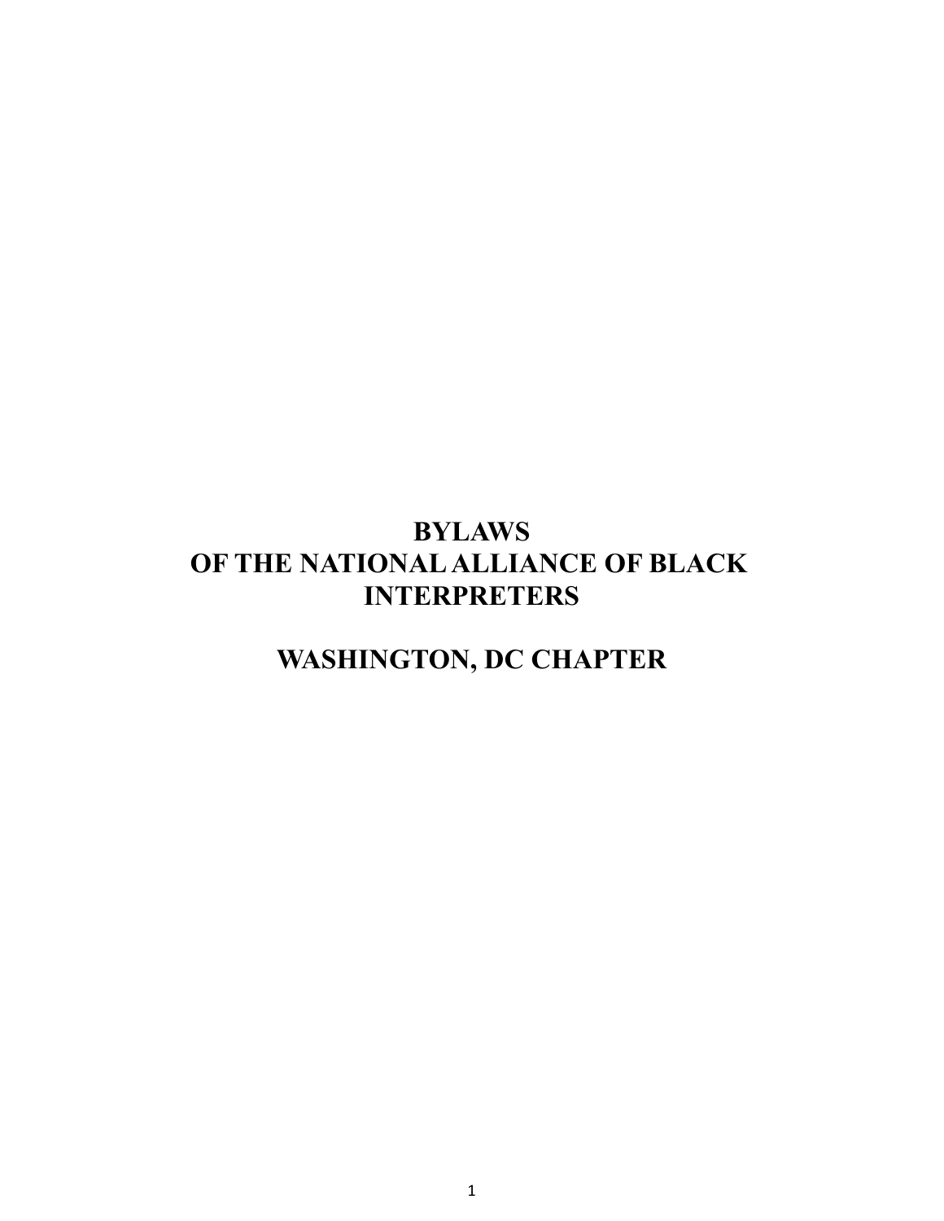# BYLAWS
# OF THE NATIONAL ALLIANCE OF BLACK INTERPRETERS

# WASHINGTON, DC CHAPTER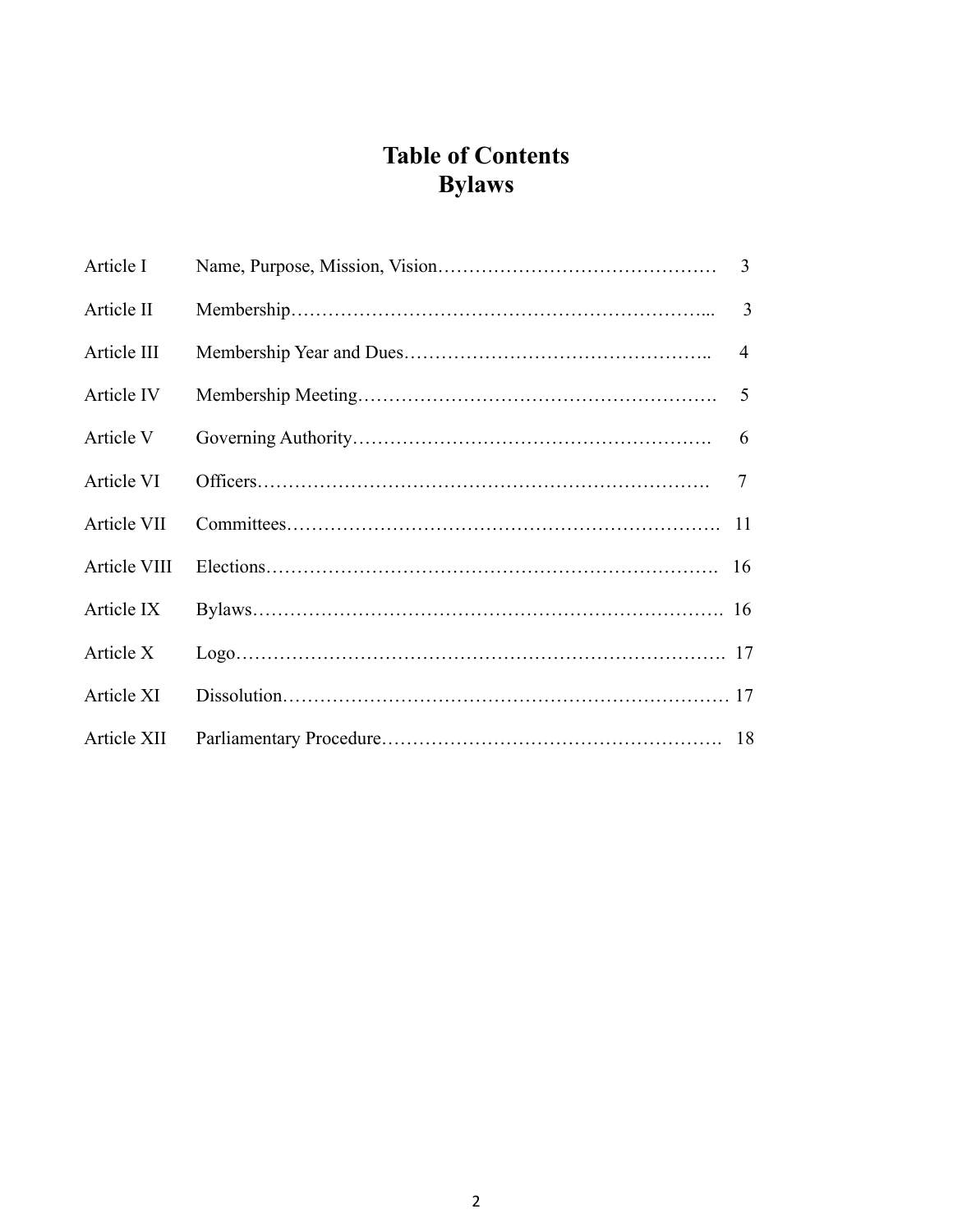# Table of Contents
# Bylaws

| Article | Title | Page |
| --- | --- | --- |
| Article I | Name, Purpose, Mission, Vision | 3 |
| Article II | Membership | 3 |
| Article III | Membership Year and Dues | 4 |
| Article IV | Membership Meeting | 5 |
| Article V | Governing Authority | 6 |
| Article VI | Officers | 7 |
| Article VII | Committees | 11 |
| Article VIII | Elections | 16 |
| Article IX | Bylaws | 16 |
| Article X | Logo | 17 |
| Article XI | Dissolution | 17 |
| Article XII | Parliamentary Procedure | 18 |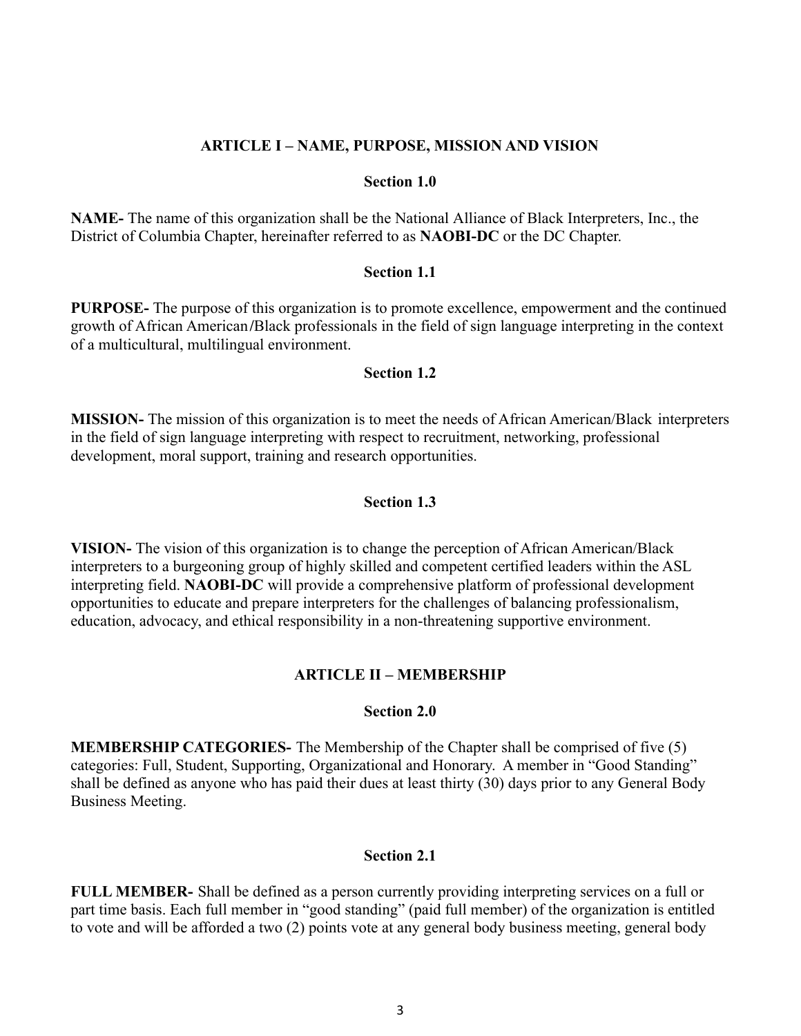## ARTICLE I – NAME, PURPOSE, MISSION AND VISION

### Section 1.0

**NAME-** The name of this organization shall be the National Alliance of Black Interpreters, Inc., the District of Columbia Chapter, hereinafter referred to as **NAOBI-DC** or the DC Chapter.

### Section 1.1

**PURPOSE-** The purpose of this organization is to promote excellence, empowerment and the continued growth of African American/Black professionals in the field of sign language interpreting in the context of a multicultural, multilingual environment.

### Section 1.2

**MISSION-** The mission of this organization is to meet the needs of African American/Black interpreters in the field of sign language interpreting with respect to recruitment, networking, professional development, moral support, training and research opportunities.

### Section 1.3

**VISION-** The vision of this organization is to change the perception of African American/Black interpreters to a burgeoning group of highly skilled and competent certified leaders within the ASL interpreting field. **NAOBI-DC** will provide a comprehensive platform of professional development opportunities to educate and prepare interpreters for the challenges of balancing professionalism, education, advocacy, and ethical responsibility in a non-threatening supportive environment.

## ARTICLE II – MEMBERSHIP

### Section 2.0

**MEMBERSHIP CATEGORIES-** The Membership of the Chapter shall be comprised of five (5) categories: Full, Student, Supporting, Organizational and Honorary. A member in "Good Standing" shall be defined as anyone who has paid their dues at least thirty (30) days prior to any General Body Business Meeting.

### Section 2.1

**FULL MEMBER-** Shall be defined as a person currently providing interpreting services on a full or part time basis. Each full member in "good standing" (paid full member) of the organization is entitled to vote and will be afforded a two (2) points vote at any general body business meeting, general body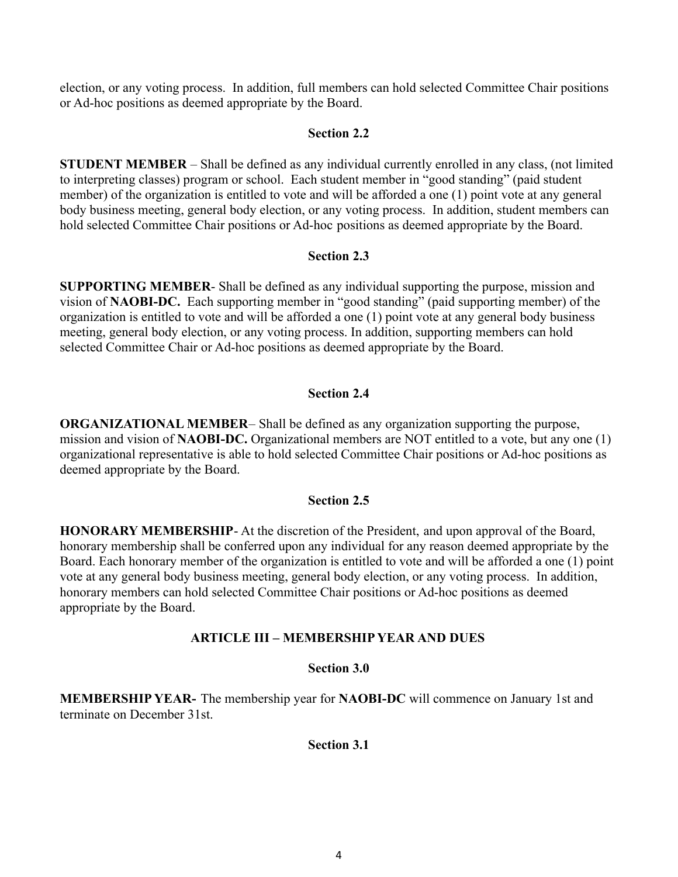election, or any voting process.  In addition, full members can hold selected Committee Chair positions or Ad-hoc positions as deemed appropriate by the Board.

**Section 2.2**

**STUDENT MEMBER** – Shall be defined as any individual currently enrolled in any class, (not limited to interpreting classes) program or school.  Each student member in "good standing" (paid student member) of the organization is entitled to vote and will be afforded a one (1) point vote at any general body business meeting, general body election, or any voting process.  In addition, student members can hold selected Committee Chair positions or Ad-hoc positions as deemed appropriate by the Board.

**Section 2.3**

**SUPPORTING MEMBER**- Shall be defined as any individual supporting the purpose, mission and vision of **NAOBI-DC.**  Each supporting member in "good standing" (paid supporting member) of the organization is entitled to vote and will be afforded a one (1) point vote at any general body business meeting, general body election, or any voting process. In addition, supporting members can hold selected Committee Chair or Ad-hoc positions as deemed appropriate by the Board.

**Section 2.4**

**ORGANIZATIONAL MEMBER**– Shall be defined as any organization supporting the purpose, mission and vision of **NAOBI-DC.** Organizational members are NOT entitled to a vote, but any one (1) organizational representative is able to hold selected Committee Chair positions or Ad-hoc positions as deemed appropriate by the Board.

**Section 2.5**

**HONORARY MEMBERSHIP**- At the discretion of the President, and upon approval of the Board, honorary membership shall be conferred upon any individual for any reason deemed appropriate by the Board. Each honorary member of the organization is entitled to vote and will be afforded a one (1) point vote at any general body business meeting, general body election, or any voting process.  In addition, honorary members can hold selected Committee Chair positions or Ad-hoc positions as deemed appropriate by the Board.

## ARTICLE III – MEMBERSHIP YEAR AND DUES

**Section 3.0**

**MEMBERSHIP YEAR-** The membership year for **NAOBI-DC** will commence on January 1st and terminate on December 31st.

**Section 3.1**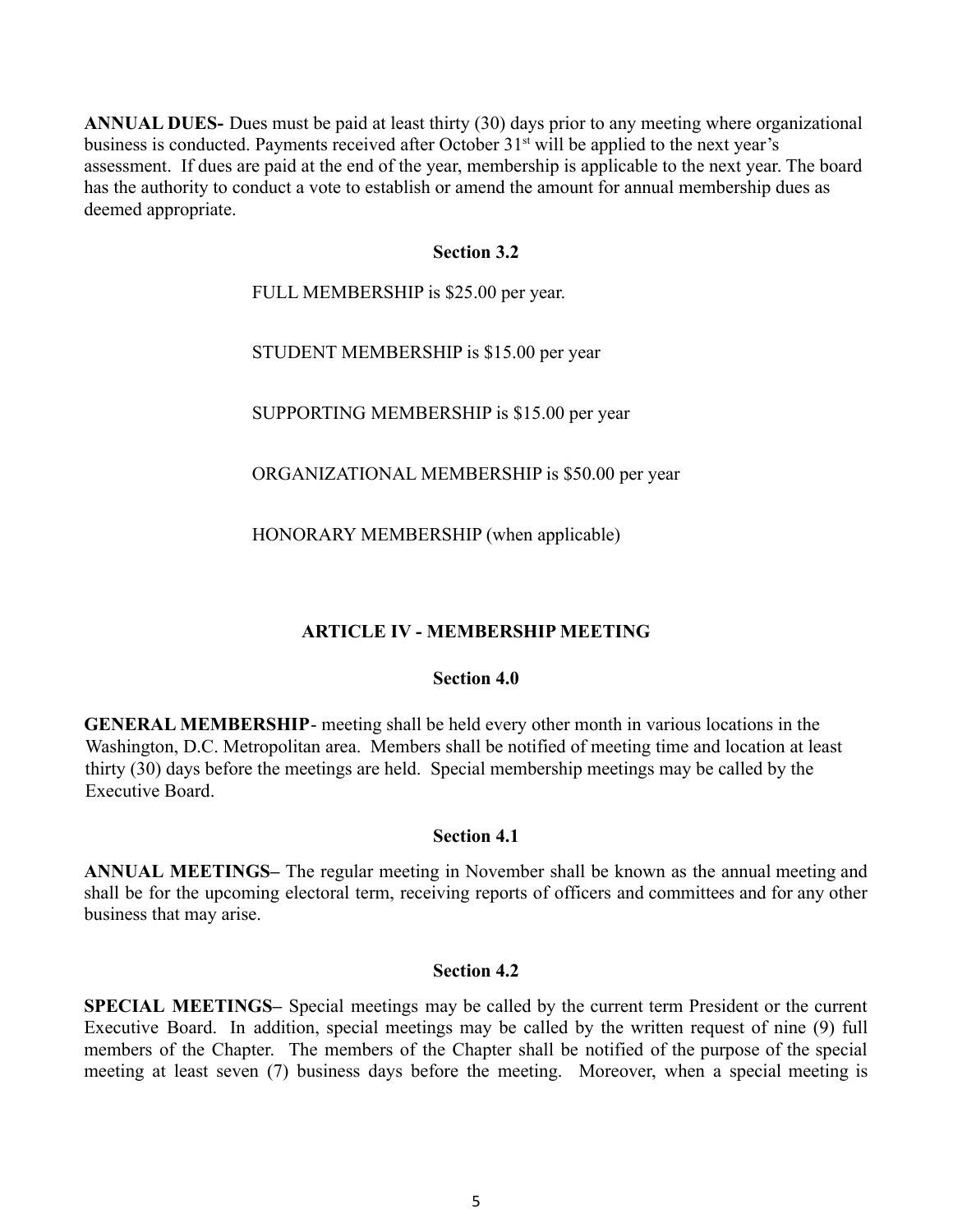**ANNUAL DUES-** Dues must be paid at least thirty (30) days prior to any meeting where organizational business is conducted. Payments received after October 31st will be applied to the next year's assessment. If dues are paid at the end of the year, membership is applicable to the next year. The board has the authority to conduct a vote to establish or amend the amount for annual membership dues as deemed appropriate.

### Section 3.2

FULL MEMBERSHIP is $25.00 per year.

STUDENT MEMBERSHIP is $15.00 per year

SUPPORTING MEMBERSHIP is $15.00 per year

ORGANIZATIONAL MEMBERSHIP is $50.00 per year

HONORARY MEMBERSHIP (when applicable)

## ARTICLE IV - MEMBERSHIP MEETING

### Section 4.0

**GENERAL MEMBERSHIP**- meeting shall be held every other month in various locations in the Washington, D.C. Metropolitan area. Members shall be notified of meeting time and location at least thirty (30) days before the meetings are held. Special membership meetings may be called by the Executive Board.

### Section 4.1

**ANNUAL MEETINGS–** The regular meeting in November shall be known as the annual meeting and shall be for the upcoming electoral term, receiving reports of officers and committees and for any other business that may arise.

### Section 4.2

**SPECIAL MEETINGS–** Special meetings may be called by the current term President or the current Executive Board. In addition, special meetings may be called by the written request of nine (9) full members of the Chapter. The members of the Chapter shall be notified of the purpose of the special meeting at least seven (7) business days before the meeting. Moreover, when a special meeting is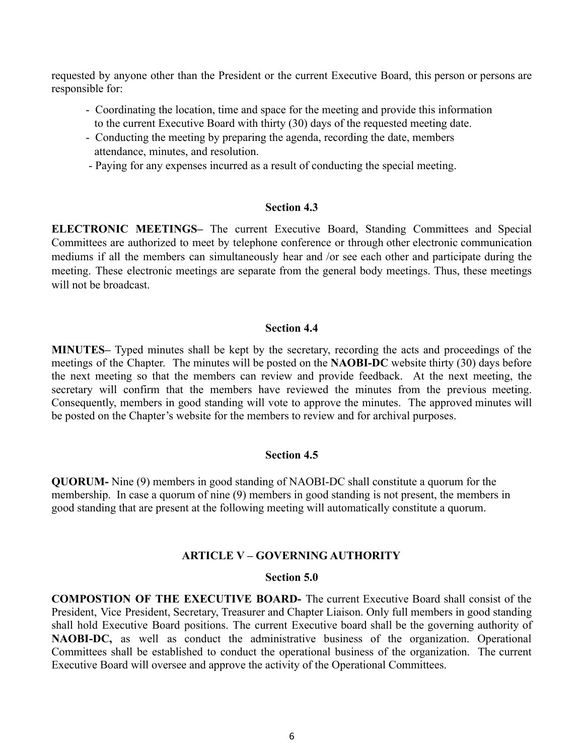requested by anyone other than the President or the current Executive Board, this person or persons are responsible for:

- Coordinating the location, time and space for the meeting and provide this information to the current Executive Board with thirty (30) days of the requested meeting date.
- Conducting the meeting by preparing the agenda, recording the date, members attendance, minutes, and resolution.
- Paying for any expenses incurred as a result of conducting the special meeting.

### Section 4.3

**ELECTRONIC MEETINGS–** The current Executive Board, Standing Committees and Special Committees are authorized to meet by telephone conference or through other electronic communication mediums if all the members can simultaneously hear and /or see each other and participate during the meeting. These electronic meetings are separate from the general body meetings. Thus, these meetings will not be broadcast.

### Section 4.4

**MINUTES–** Typed minutes shall be kept by the secretary, recording the acts and proceedings of the meetings of the Chapter. The minutes will be posted on the **NAOBI-DC** website thirty (30) days before the next meeting so that the members can review and provide feedback. At the next meeting, the secretary will confirm that the members have reviewed the minutes from the previous meeting. Consequently, members in good standing will vote to approve the minutes. The approved minutes will be posted on the Chapter's website for the members to review and for archival purposes.

### Section 4.5

**QUORUM-** Nine (9) members in good standing of NAOBI-DC shall constitute a quorum for the membership. In case a quorum of nine (9) members in good standing is not present, the members in good standing that are present at the following meeting will automatically constitute a quorum.

## ARTICLE V – GOVERNING AUTHORITY

### Section 5.0

**COMPOSTION OF THE EXECUTIVE BOARD-** The current Executive Board shall consist of the President, Vice President, Secretary, Treasurer and Chapter Liaison. Only full members in good standing shall hold Executive Board positions. The current Executive board shall be the governing authority of **NAOBI-DC,** as well as conduct the administrative business of the organization. Operational Committees shall be established to conduct the operational business of the organization. The current Executive Board will oversee and approve the activity of the Operational Committees.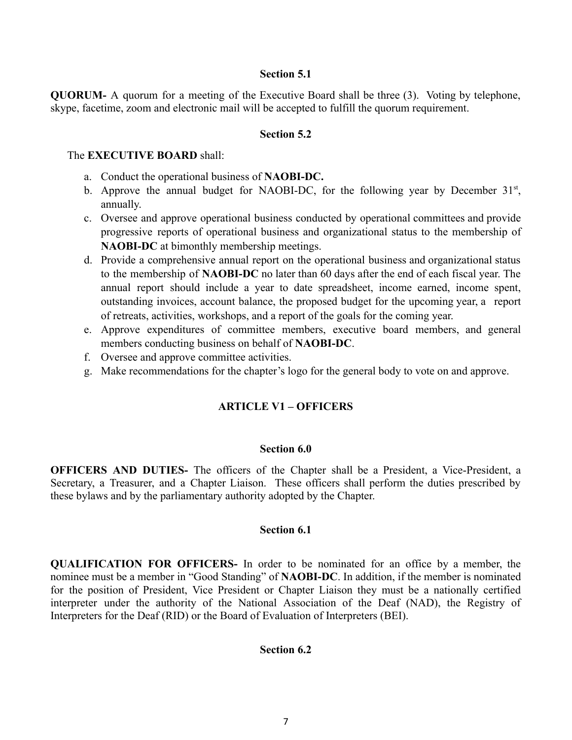### Section 5.1

**QUORUM-** A quorum for a meeting of the Executive Board shall be three (3). Voting by telephone, skype, facetime, zoom and electronic mail will be accepted to fulfill the quorum requirement.

### Section 5.2

The **EXECUTIVE BOARD** shall:

a. Conduct the operational business of **NAOBI-DC.**
b. Approve the annual budget for NAOBI-DC, for the following year by December 31st, annually.
c. Oversee and approve operational business conducted by operational committees and provide progressive reports of operational business and organizational status to the membership of **NAOBI-DC** at bimonthly membership meetings.
d. Provide a comprehensive annual report on the operational business and organizational status to the membership of **NAOBI-DC** no later than 60 days after the end of each fiscal year. The annual report should include a year to date spreadsheet, income earned, income spent, outstanding invoices, account balance, the proposed budget for the upcoming year, a report of retreats, activities, workshops, and a report of the goals for the coming year.
e. Approve expenditures of committee members, executive board members, and general members conducting business on behalf of **NAOBI-DC**.
f. Oversee and approve committee activities.
g. Make recommendations for the chapter's logo for the general body to vote on and approve.

## ARTICLE V1 – OFFICERS

### Section 6.0

**OFFICERS AND DUTIES-** The officers of the Chapter shall be a President, a Vice-President, a Secretary, a Treasurer, and a Chapter Liaison. These officers shall perform the duties prescribed by these bylaws and by the parliamentary authority adopted by the Chapter.

### Section 6.1

**QUALIFICATION FOR OFFICERS-** In order to be nominated for an office by a member, the nominee must be a member in "Good Standing" of **NAOBI-DC**. In addition, if the member is nominated for the position of President, Vice President or Chapter Liaison they must be a nationally certified interpreter under the authority of the National Association of the Deaf (NAD), the Registry of Interpreters for the Deaf (RID) or the Board of Evaluation of Interpreters (BEI).

### Section 6.2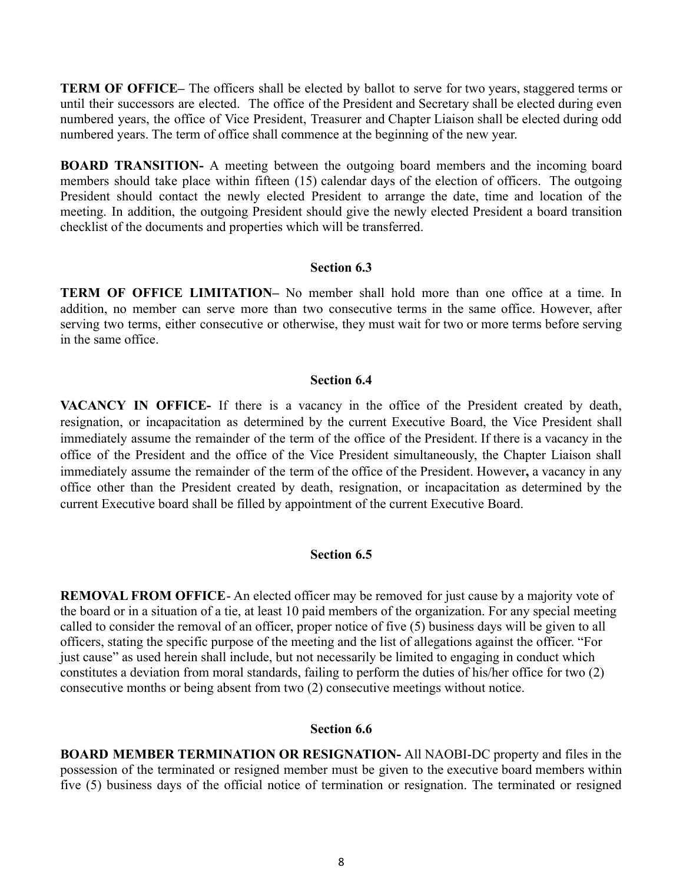**TERM OF OFFICE–** The officers shall be elected by ballot to serve for two years, staggered terms or until their successors are elected. The office of the President and Secretary shall be elected during even numbered years, the office of Vice President, Treasurer and Chapter Liaison shall be elected during odd numbered years. The term of office shall commence at the beginning of the new year.

**BOARD TRANSITION-** A meeting between the outgoing board members and the incoming board members should take place within fifteen (15) calendar days of the election of officers. The outgoing President should contact the newly elected President to arrange the date, time and location of the meeting. In addition, the outgoing President should give the newly elected President a board transition checklist of the documents and properties which will be transferred.

### Section 6.3

**TERM OF OFFICE LIMITATION–** No member shall hold more than one office at a time. In addition, no member can serve more than two consecutive terms in the same office. However, after serving two terms, either consecutive or otherwise, they must wait for two or more terms before serving in the same office.

### Section 6.4

**VACANCY IN OFFICE-** If there is a vacancy in the office of the President created by death, resignation, or incapacitation as determined by the current Executive Board, the Vice President shall immediately assume the remainder of the term of the office of the President. If there is a vacancy in the office of the President and the office of the Vice President simultaneously, the Chapter Liaison shall immediately assume the remainder of the term of the office of the President. However**,** a vacancy in any office other than the President created by death, resignation, or incapacitation as determined by the current Executive board shall be filled by appointment of the current Executive Board.

### Section 6.5

**REMOVAL FROM OFFICE**- An elected officer may be removed for just cause by a majority vote of the board or in a situation of a tie, at least 10 paid members of the organization. For any special meeting called to consider the removal of an officer, proper notice of five (5) business days will be given to all officers, stating the specific purpose of the meeting and the list of allegations against the officer. "For just cause" as used herein shall include, but not necessarily be limited to engaging in conduct which constitutes a deviation from moral standards, failing to perform the duties of his/her office for two (2) consecutive months or being absent from two (2) consecutive meetings without notice.

### Section 6.6

**BOARD MEMBER TERMINATION OR RESIGNATION-** All NAOBI-DC property and files in the possession of the terminated or resigned member must be given to the executive board members within five (5) business days of the official notice of termination or resignation. The terminated or resigned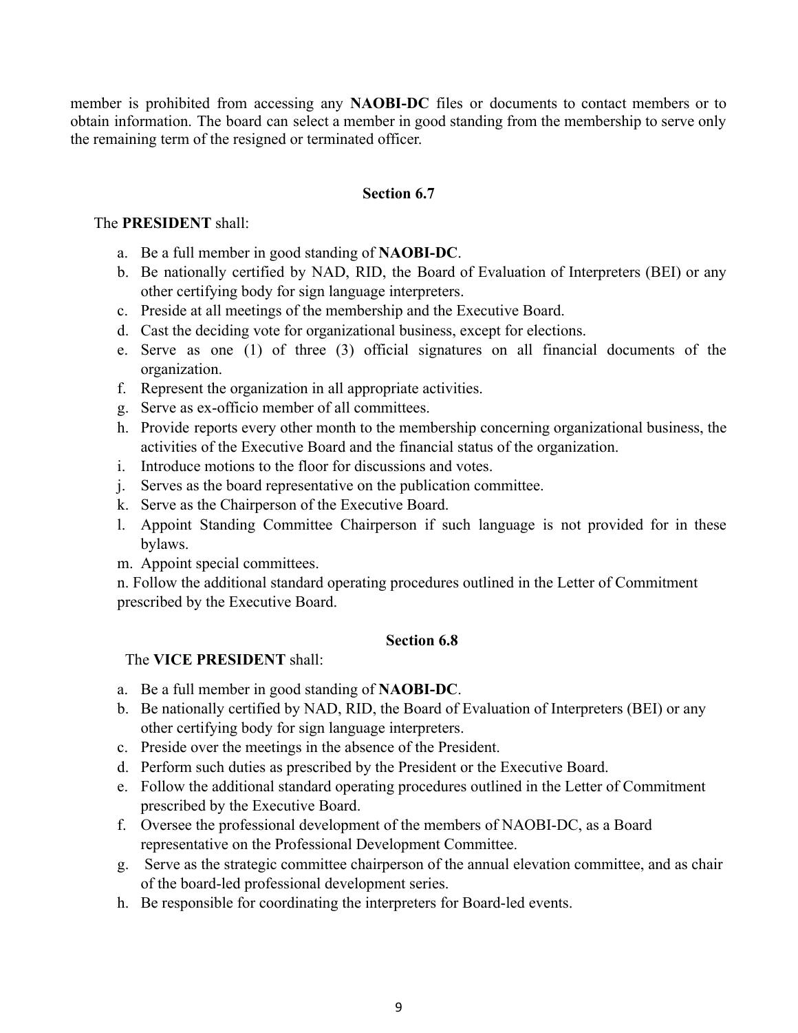member is prohibited from accessing any **NAOBI-DC** files or documents to contact members or to obtain information. The board can select a member in good standing from the membership to serve only the remaining term of the resigned or terminated officer.

### Section 6.7

The **PRESIDENT** shall:

a. Be a full member in good standing of **NAOBI-DC**.
b. Be nationally certified by NAD, RID, the Board of Evaluation of Interpreters (BEI) or any other certifying body for sign language interpreters.
c. Preside at all meetings of the membership and the Executive Board.
d. Cast the deciding vote for organizational business, except for elections.
e. Serve as one (1) of three (3) official signatures on all financial documents of the organization.
f. Represent the organization in all appropriate activities.
g. Serve as ex-officio member of all committees.
h. Provide reports every other month to the membership concerning organizational business, the activities of the Executive Board and the financial status of the organization.
i. Introduce motions to the floor for discussions and votes.
j. Serves as the board representative on the publication committee.
k. Serve as the Chairperson of the Executive Board.
l. Appoint Standing Committee Chairperson if such language is not provided for in these bylaws.
m. Appoint special committees.
n. Follow the additional standard operating procedures outlined in the Letter of Commitment prescribed by the Executive Board.

### Section 6.8

The **VICE PRESIDENT** shall:

a. Be a full member in good standing of **NAOBI-DC**.
b. Be nationally certified by NAD, RID, the Board of Evaluation of Interpreters (BEI) or any other certifying body for sign language interpreters.
c. Preside over the meetings in the absence of the President.
d. Perform such duties as prescribed by the President or the Executive Board.
e. Follow the additional standard operating procedures outlined in the Letter of Commitment prescribed by the Executive Board.
f. Oversee the professional development of the members of NAOBI-DC, as a Board representative on the Professional Development Committee.
g. Serve as the strategic committee chairperson of the annual elevation committee, and as chair of the board-led professional development series.
h. Be responsible for coordinating the interpreters for Board-led events.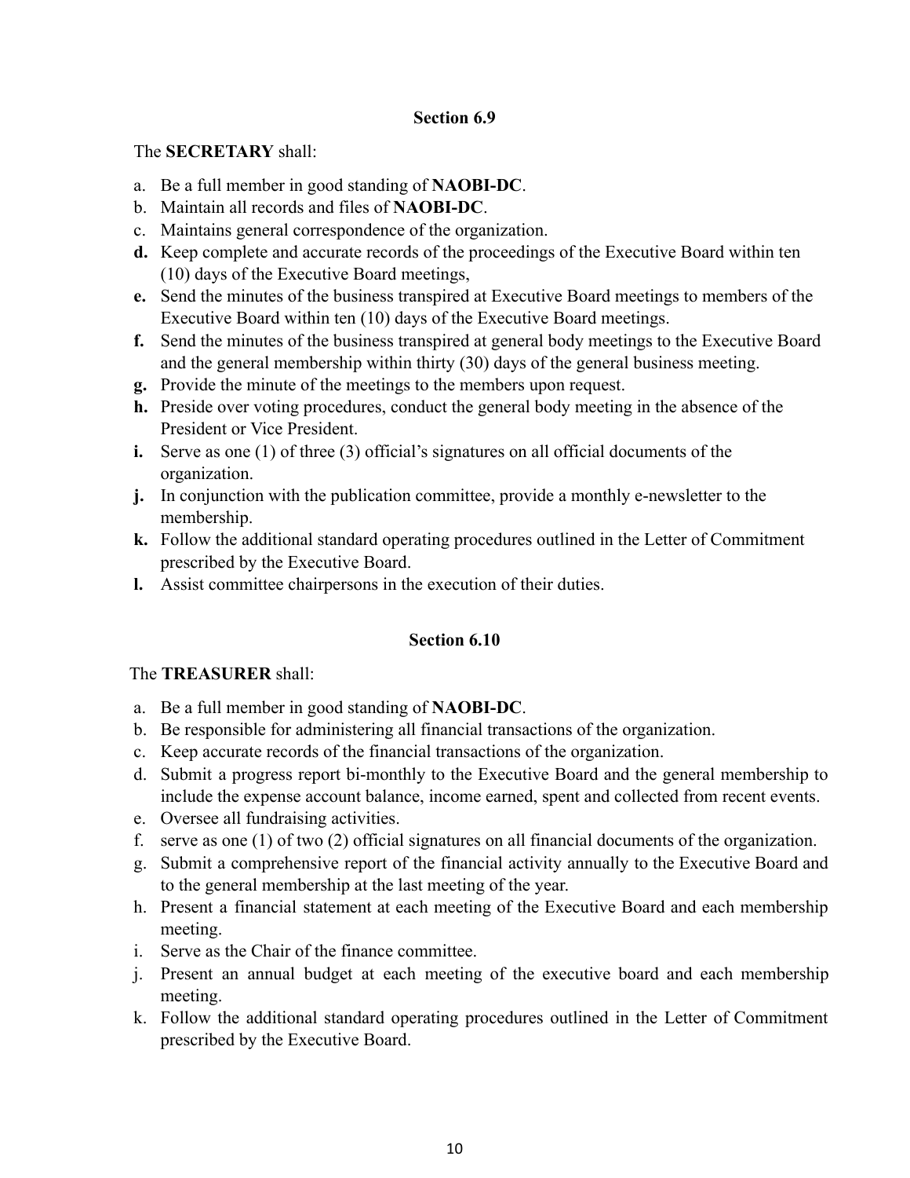### Section 6.9

The **SECRETARY** shall:

a. Be a full member in good standing of **NAOBI-DC**.
b. Maintain all records and files of **NAOBI-DC**.
c. Maintains general correspondence of the organization.
**d.** Keep complete and accurate records of the proceedings of the Executive Board within ten (10) days of the Executive Board meetings,
**e.** Send the minutes of the business transpired at Executive Board meetings to members of the Executive Board within ten (10) days of the Executive Board meetings.
**f.** Send the minutes of the business transpired at general body meetings to the Executive Board and the general membership within thirty (30) days of the general business meeting.
**g.** Provide the minute of the meetings to the members upon request.
**h.** Preside over voting procedures, conduct the general body meeting in the absence of the President or Vice President.
**i.** Serve as one (1) of three (3) official's signatures on all official documents of the organization.
**j.** In conjunction with the publication committee, provide a monthly e-newsletter to the membership.
**k.** Follow the additional standard operating procedures outlined in the Letter of Commitment prescribed by the Executive Board.
**l.** Assist committee chairpersons in the execution of their duties.

### Section 6.10

The **TREASURER** shall:

a. Be a full member in good standing of **NAOBI-DC**.
b. Be responsible for administering all financial transactions of the organization.
c. Keep accurate records of the financial transactions of the organization.
d. Submit a progress report bi-monthly to the Executive Board and the general membership to include the expense account balance, income earned, spent and collected from recent events.
e. Oversee all fundraising activities.
f. serve as one (1) of two (2) official signatures on all financial documents of the organization.
g. Submit a comprehensive report of the financial activity annually to the Executive Board and to the general membership at the last meeting of the year.
h. Present a financial statement at each meeting of the Executive Board and each membership meeting.
i. Serve as the Chair of the finance committee.
j. Present an annual budget at each meeting of the executive board and each membership meeting.
k. Follow the additional standard operating procedures outlined in the Letter of Commitment prescribed by the Executive Board.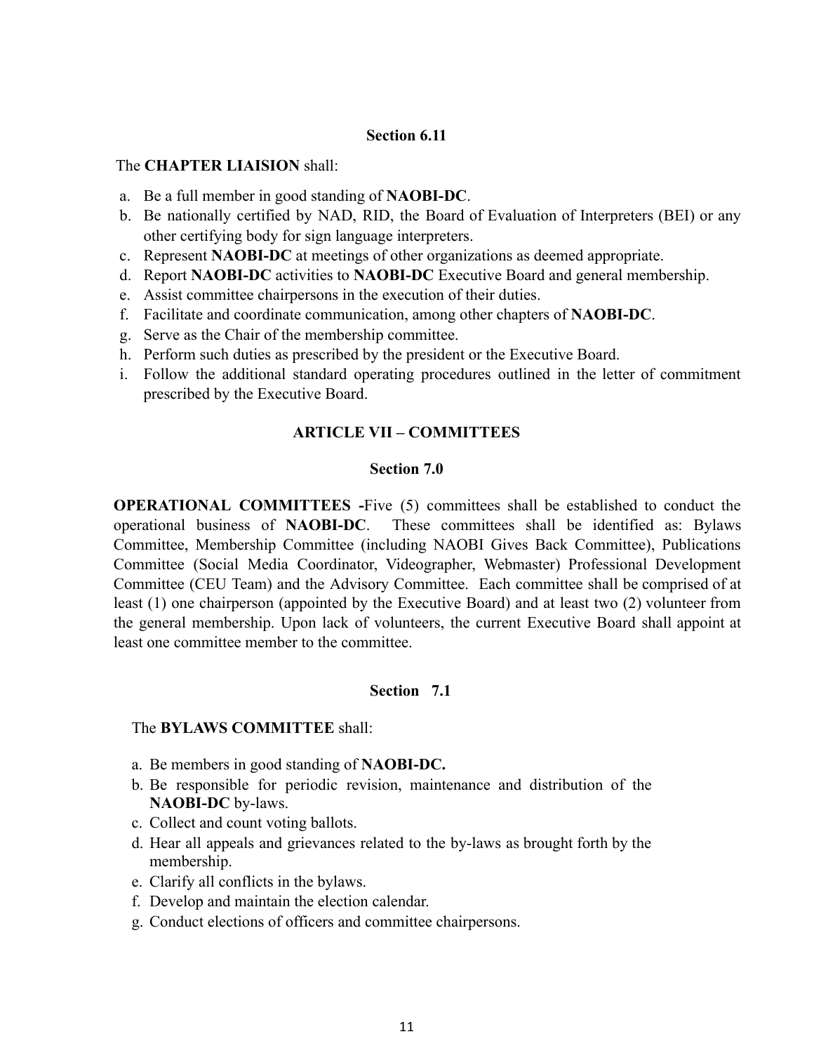### Section 6.11

The **CHAPTER LIAISION** shall:

a. Be a full member in good standing of **NAOBI-DC**.
b. Be nationally certified by NAD, RID, the Board of Evaluation of Interpreters (BEI) or any other certifying body for sign language interpreters.
c. Represent **NAOBI-DC** at meetings of other organizations as deemed appropriate.
d. Report **NAOBI-DC** activities to **NAOBI-DC** Executive Board and general membership.
e. Assist committee chairpersons in the execution of their duties.
f. Facilitate and coordinate communication, among other chapters of **NAOBI-DC**.
g. Serve as the Chair of the membership committee.
h. Perform such duties as prescribed by the president or the Executive Board.
i. Follow the additional standard operating procedures outlined in the letter of commitment prescribed by the Executive Board.

## ARTICLE VII – COMMITTEES

### Section 7.0

**OPERATIONAL COMMITTEES -**Five (5) committees shall be established to conduct the operational business of **NAOBI-DC**. These committees shall be identified as: Bylaws Committee, Membership Committee (including NAOBI Gives Back Committee), Publications Committee (Social Media Coordinator, Videographer, Webmaster) Professional Development Committee (CEU Team) and the Advisory Committee. Each committee shall be comprised of at least (1) one chairperson (appointed by the Executive Board) and at least two (2) volunteer from the general membership. Upon lack of volunteers, the current Executive Board shall appoint at least one committee member to the committee.

### Section 7.1

The **BYLAWS COMMITTEE** shall:

a. Be members in good standing of **NAOBI-DC.**
b. Be responsible for periodic revision, maintenance and distribution of the **NAOBI-DC** by-laws.
c. Collect and count voting ballots.
d. Hear all appeals and grievances related to the by-laws as brought forth by the membership.
e. Clarify all conflicts in the bylaws.
f. Develop and maintain the election calendar.
g. Conduct elections of officers and committee chairpersons.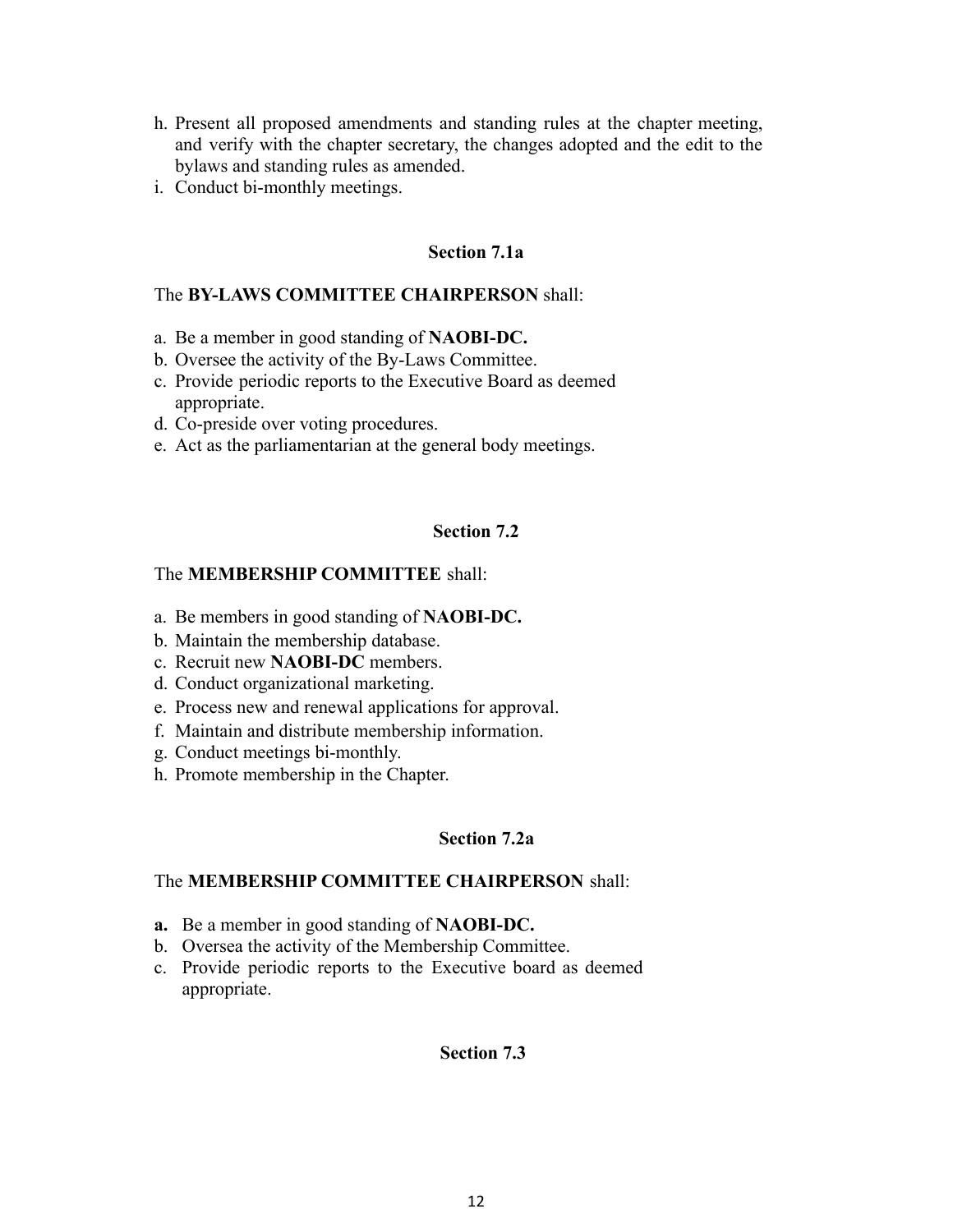h. Present all proposed amendments and standing rules at the chapter meeting, and verify with the chapter secretary, the changes adopted and the edit to the bylaws and standing rules as amended.
i. Conduct bi-monthly meetings.

### Section 7.1a

The **BY-LAWS COMMITTEE CHAIRPERSON** shall:

a. Be a member in good standing of **NAOBI-DC.**
b. Oversee the activity of the By-Laws Committee.
c. Provide periodic reports to the Executive Board as deemed appropriate.
d. Co-preside over voting procedures.
e. Act as the parliamentarian at the general body meetings.

### Section 7.2

The **MEMBERSHIP COMMITTEE** shall:

a. Be members in good standing of **NAOBI-DC.**
b. Maintain the membership database.
c. Recruit new **NAOBI-DC** members.
d. Conduct organizational marketing.
e. Process new and renewal applications for approval.
f. Maintain and distribute membership information.
g. Conduct meetings bi-monthly.
h. Promote membership in the Chapter.

### Section 7.2a

The **MEMBERSHIP COMMITTEE CHAIRPERSON** shall:

**a.** Be a member in good standing of **NAOBI-DC.**
b. Oversea the activity of the Membership Committee.
c. Provide periodic reports to the Executive board as deemed appropriate.

### Section 7.3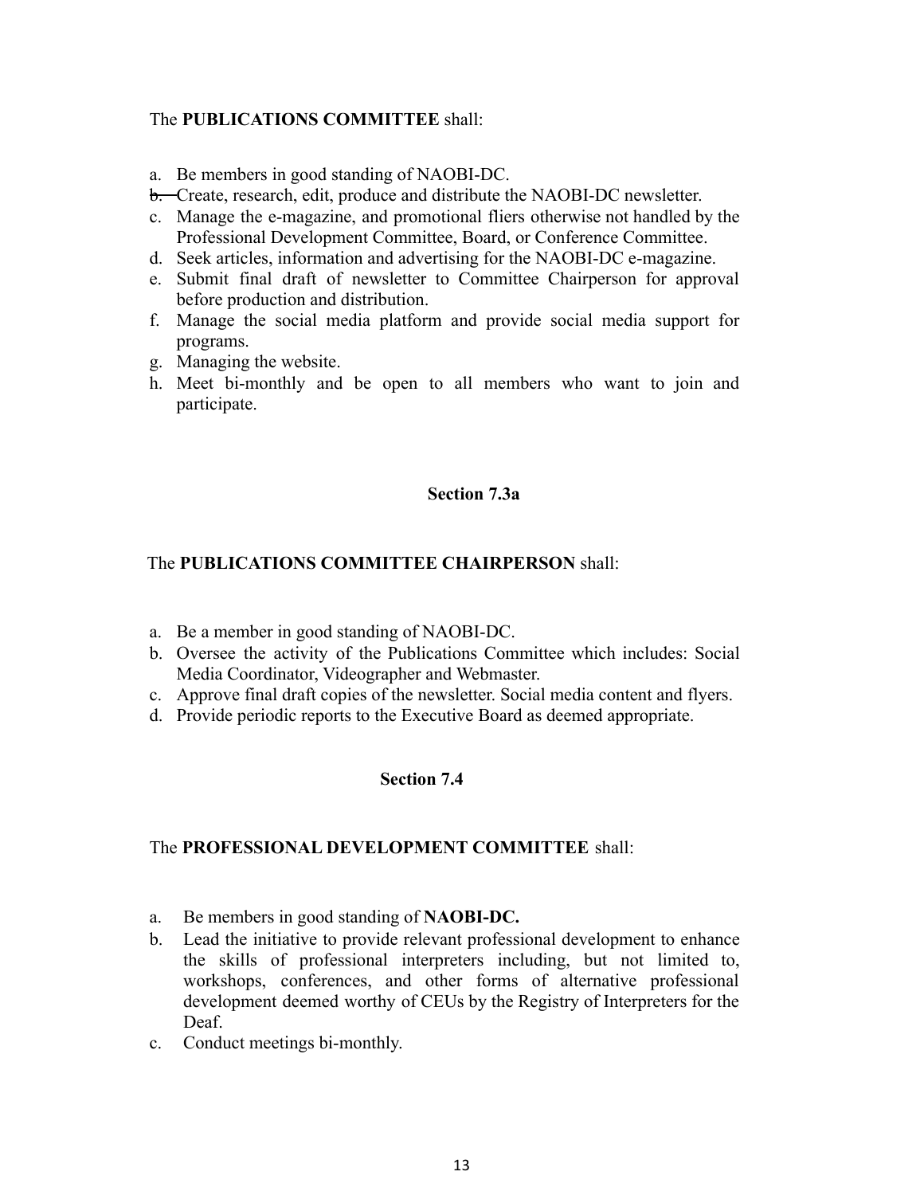The **PUBLICATIONS COMMITTEE** shall:

a. Be members in good standing of NAOBI-DC.
b. Create, research, edit, produce and distribute the NAOBI-DC newsletter.
c. Manage the e-magazine, and promotional fliers otherwise not handled by the Professional Development Committee, Board, or Conference Committee.
d. Seek articles, information and advertising for the NAOBI-DC e-magazine.
e. Submit final draft of newsletter to Committee Chairperson for approval before production and distribution.
f. Manage the social media platform and provide social media support for programs.
g. Managing the website.
h. Meet bi-monthly and be open to all members who want to join and participate.

### Section 7.3a

The **PUBLICATIONS COMMITTEE CHAIRPERSON** shall:

a. Be a member in good standing of NAOBI-DC.
b. Oversee the activity of the Publications Committee which includes: Social Media Coordinator, Videographer and Webmaster.
c. Approve final draft copies of the newsletter. Social media content and flyers.
d. Provide periodic reports to the Executive Board as deemed appropriate.

### Section 7.4

The **PROFESSIONAL DEVELOPMENT COMMITTEE** shall:

a. Be members in good standing of **NAOBI-DC.**
b. Lead the initiative to provide relevant professional development to enhance the skills of professional interpreters including, but not limited to, workshops, conferences, and other forms of alternative professional development deemed worthy of CEUs by the Registry of Interpreters for the Deaf.
c. Conduct meetings bi-monthly.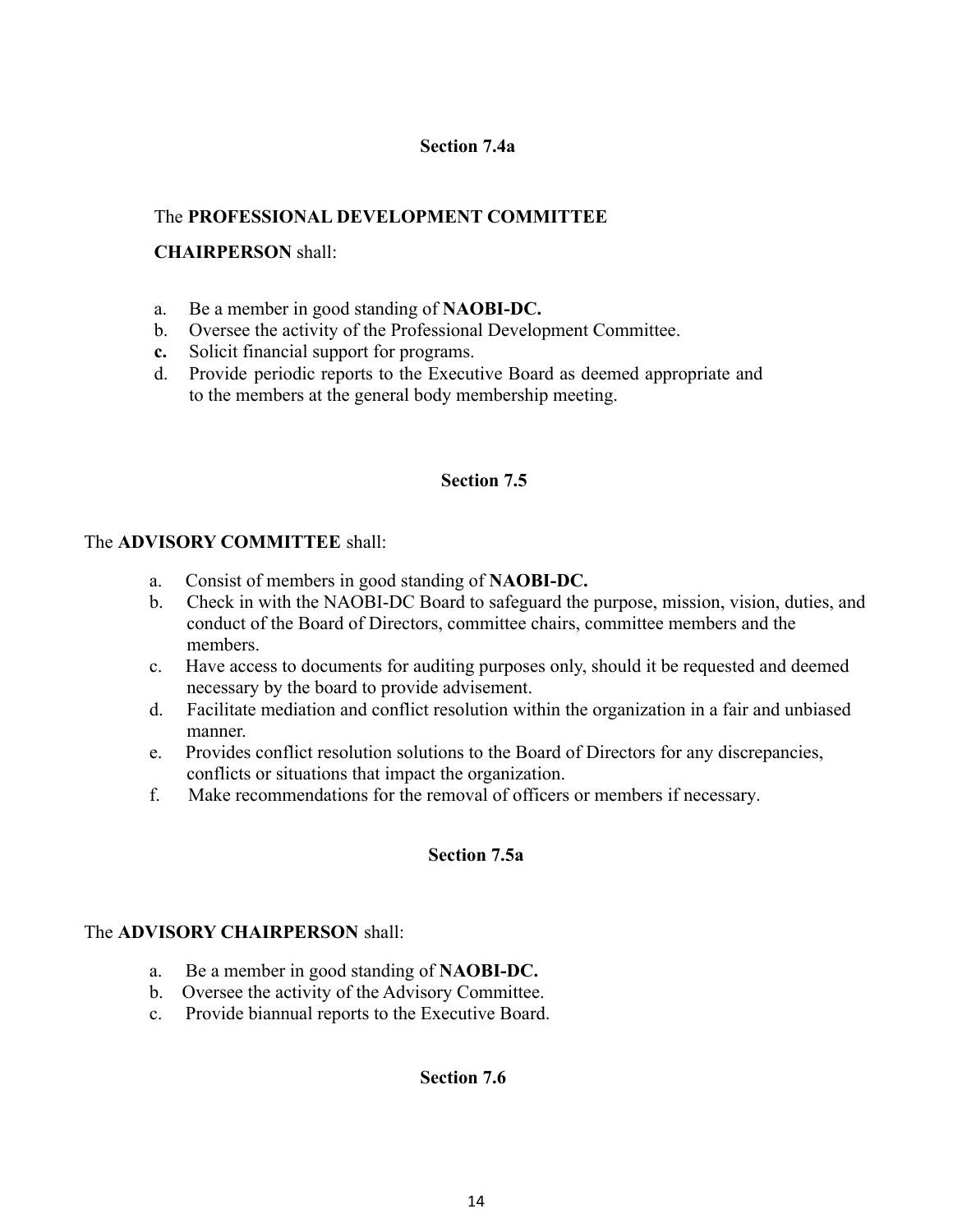### Section 7.4a

The **PROFESSIONAL DEVELOPMENT COMMITTEE CHAIRPERSON** shall:

a. Be a member in good standing of **NAOBI-DC.**
b. Oversee the activity of the Professional Development Committee.
**c.** Solicit financial support for programs.
d. Provide periodic reports to the Executive Board as deemed appropriate and to the members at the general body membership meeting.

### Section 7.5

The **ADVISORY COMMITTEE** shall:

a. Consist of members in good standing of **NAOBI-DC.**
b. Check in with the NAOBI-DC Board to safeguard the purpose, mission, vision, duties, and conduct of the Board of Directors, committee chairs, committee members and the members.
c. Have access to documents for auditing purposes only, should it be requested and deemed necessary by the board to provide advisement.
d. Facilitate mediation and conflict resolution within the organization in a fair and unbiased manner.
e. Provides conflict resolution solutions to the Board of Directors for any discrepancies, conflicts or situations that impact the organization.
f. Make recommendations for the removal of officers or members if necessary.

### Section 7.5a

The **ADVISORY CHAIRPERSON** shall:

a. Be a member in good standing of **NAOBI-DC.**
b. Oversee the activity of the Advisory Committee.
c. Provide biannual reports to the Executive Board.

### Section 7.6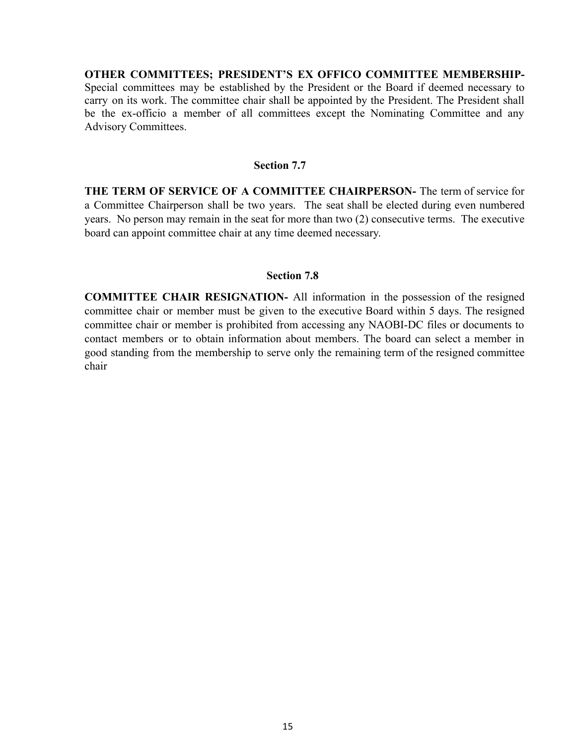**OTHER COMMITTEES; PRESIDENT'S EX OFFICO COMMITTEE MEMBERSHIP-** Special committees may be established by the President or the Board if deemed necessary to carry on its work. The committee chair shall be appointed by the President. The President shall be the ex-officio a member of all committees except the Nominating Committee and any Advisory Committees.

### Section 7.7

**THE TERM OF SERVICE OF A COMMITTEE CHAIRPERSON-** The term of service for a Committee Chairperson shall be two years. The seat shall be elected during even numbered years. No person may remain in the seat for more than two (2) consecutive terms. The executive board can appoint committee chair at any time deemed necessary.

### Section 7.8

**COMMITTEE CHAIR RESIGNATION-** All information in the possession of the resigned committee chair or member must be given to the executive Board within 5 days. The resigned committee chair or member is prohibited from accessing any NAOBI-DC files or documents to contact members or to obtain information about members. The board can select a member in good standing from the membership to serve only the remaining term of the resigned committee chair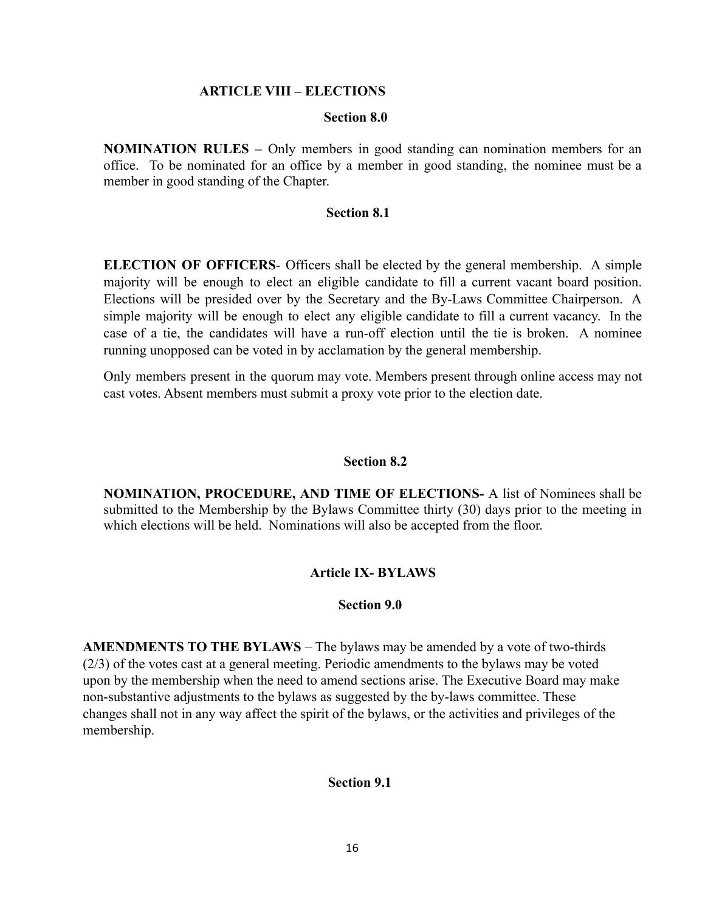## ARTICLE VIII – ELECTIONS

### Section 8.0

**NOMINATION RULES –** Only members in good standing can nomination members for an office. To be nominated for an office by a member in good standing, the nominee must be a member in good standing of the Chapter.

### Section 8.1

**ELECTION OF OFFICERS**- Officers shall be elected by the general membership. A simple majority will be enough to elect an eligible candidate to fill a current vacant board position. Elections will be presided over by the Secretary and the By-Laws Committee Chairperson. A simple majority will be enough to elect any eligible candidate to fill a current vacancy. In the case of a tie, the candidates will have a run-off election until the tie is broken. A nominee running unopposed can be voted in by acclamation by the general membership.

Only members present in the quorum may vote. Members present through online access may not cast votes. Absent members must submit a proxy vote prior to the election date.

### Section 8.2

**NOMINATION, PROCEDURE, AND TIME OF ELECTIONS-** A list of Nominees shall be submitted to the Membership by the Bylaws Committee thirty (30) days prior to the meeting in which elections will be held. Nominations will also be accepted from the floor.

## Article IX- BYLAWS

### Section 9.0

**AMENDMENTS TO THE BYLAWS** – The bylaws may be amended by a vote of two-thirds (2/3) of the votes cast at a general meeting. Periodic amendments to the bylaws may be voted upon by the membership when the need to amend sections arise. The Executive Board may make non-substantive adjustments to the bylaws as suggested by the by-laws committee. These changes shall not in any way affect the spirit of the bylaws, or the activities and privileges of the membership.

### Section 9.1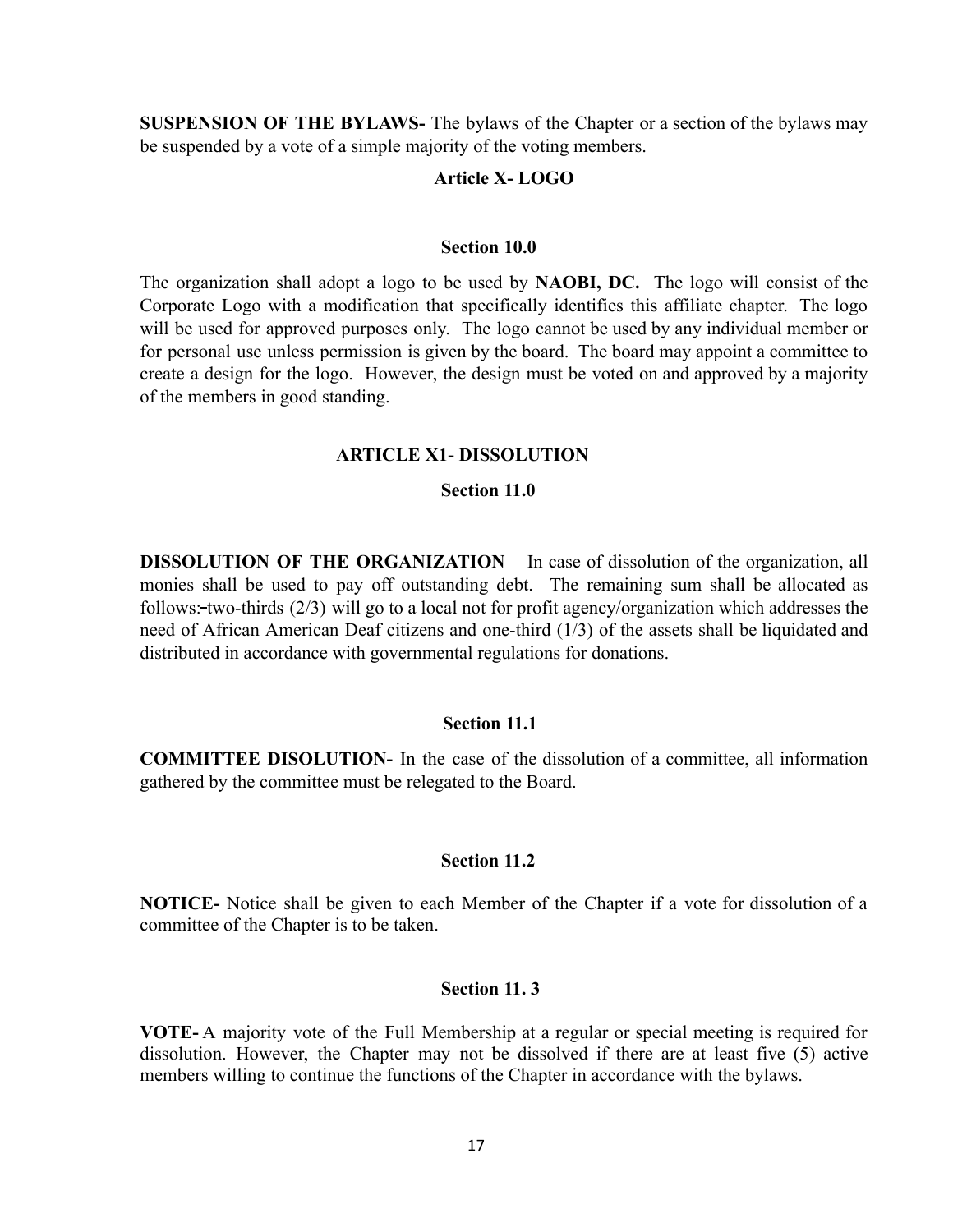**SUSPENSION OF THE BYLAWS-** The bylaws of the Chapter or a section of the bylaws may be suspended by a vote of a simple majority of the voting members.

## Article X- LOGO

### Section 10.0

The organization shall adopt a logo to be used by **NAOBI, DC.** The logo will consist of the Corporate Logo with a modification that specifically identifies this affiliate chapter. The logo will be used for approved purposes only. The logo cannot be used by any individual member or for personal use unless permission is given by the board. The board may appoint a committee to create a design for the logo. However, the design must be voted on and approved by a majority of the members in good standing.

## ARTICLE X1- DISSOLUTION

### Section 11.0

**DISSOLUTION OF THE ORGANIZATION** – In case of dissolution of the organization, all monies shall be used to pay off outstanding debt. The remaining sum shall be allocated as follows:-two-thirds (2/3) will go to a local not for profit agency/organization which addresses the need of African American Deaf citizens and one-third (1/3) of the assets shall be liquidated and distributed in accordance with governmental regulations for donations.

### Section 11.1

**COMMITTEE DISOLUTION-** In the case of the dissolution of a committee, all information gathered by the committee must be relegated to the Board.

### Section 11.2

**NOTICE-** Notice shall be given to each Member of the Chapter if a vote for dissolution of a committee of the Chapter is to be taken.

### Section 11. 3

**VOTE-** A majority vote of the Full Membership at a regular or special meeting is required for dissolution. However, the Chapter may not be dissolved if there are at least five (5) active members willing to continue the functions of the Chapter in accordance with the bylaws.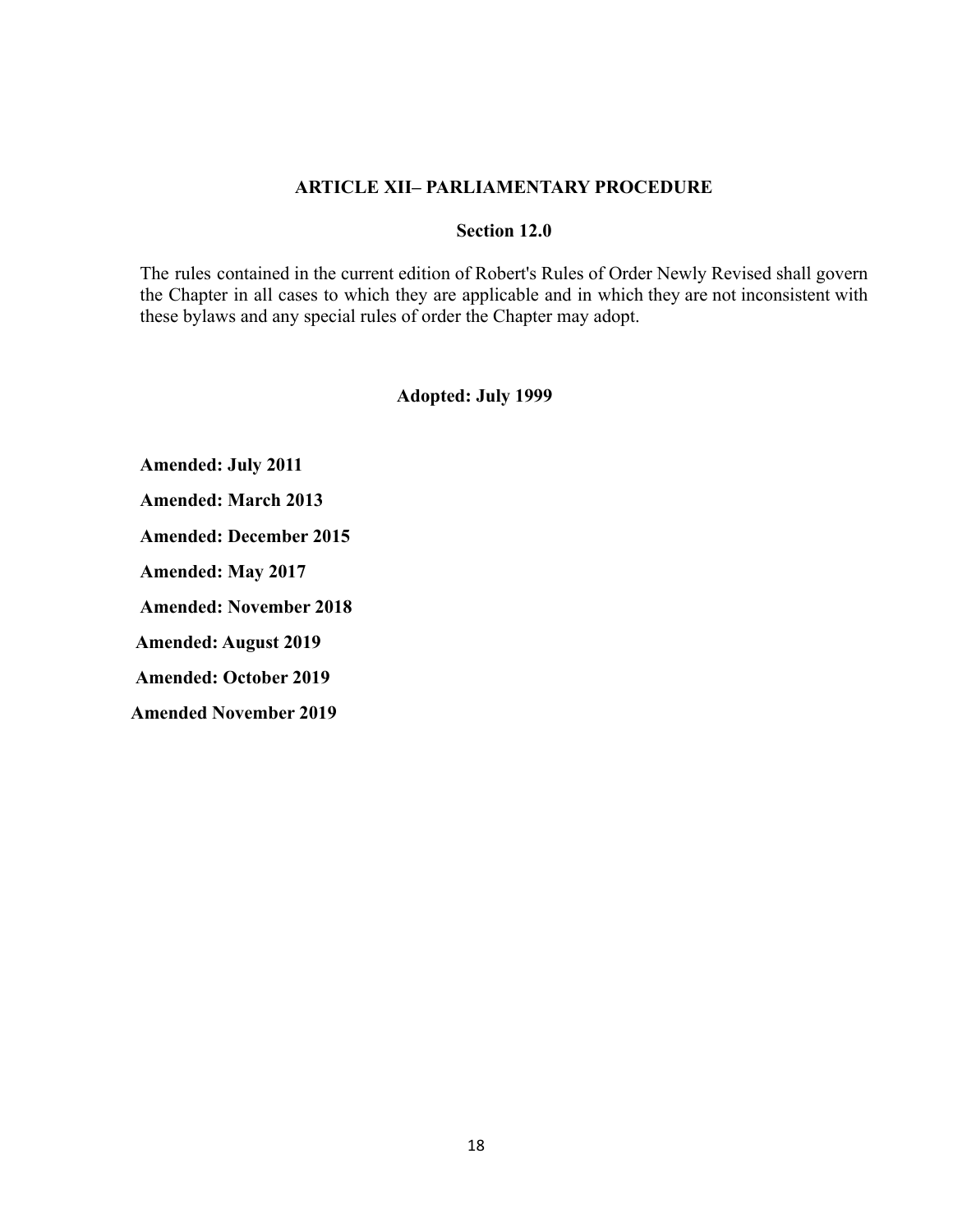## ARTICLE XII– PARLIAMENTARY PROCEDURE

### Section 12.0

The rules contained in the current edition of Robert's Rules of Order Newly Revised shall govern the Chapter in all cases to which they are applicable and in which they are not inconsistent with these bylaws and any special rules of order the Chapter may adopt.

**Adopted: July 1999**

**Amended: July 2011**

**Amended: March 2013**

**Amended: December 2015**

**Amended: May 2017**

**Amended: November 2018**

**Amended: August 2019**

**Amended: October 2019**

**Amended November 2019**